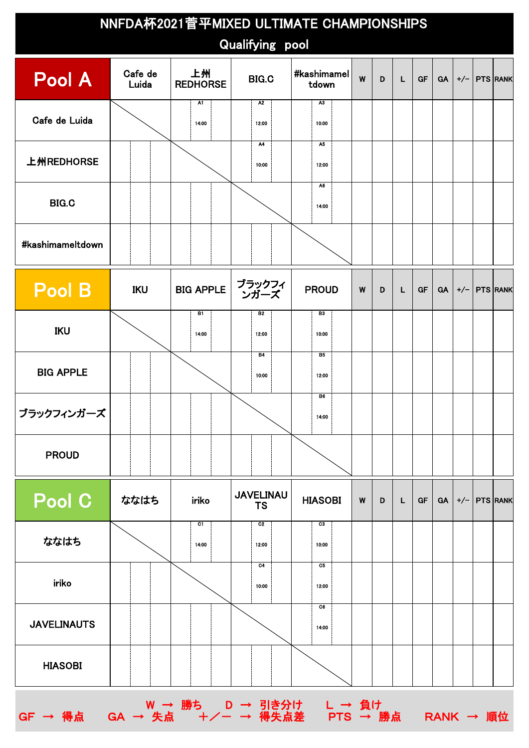# NNFDA杯2021菅平MIXED ULTIMATE CHAMPIONSHIPS

## Qualifying pool

| Pool A | Cafe de Luida | 上州REDHORSE | BIG.C | #kashimameltdown | W | D | L | GF | GA | +/− | PTS | RANK |
|---|---|---|---|---|---|---|---|---|---|---|---|---|
| Cafe de Luida | | A1 14:00 | A2 12:00 | A3 10:00 | | | | | | | | |
| 上州REDHORSE | | | A4 10:00 | A5 12:00 | | | | | | | | |
| BIG.C | | | | A6 14:00 | | | | | | | | |
| #kashimameltdown | | | | | | | | | | | | |

| Pool B | IKU | BIG APPLE | ブラックフィンガーズ | PROUD | W | D | L | GF | GA | +/− | PTS | RANK |
|---|---|---|---|---|---|---|---|---|---|---|---|---|
| IKU | | B1 14:00 | B2 12:00 | B3 10:00 | | | | | | | | |
| BIG APPLE | | | B4 10:00 | B5 12:00 | | | | | | | | |
| ブラックフィンガーズ | | | | B6 14:00 | | | | | | | | |
| PROUD | | | | | | | | | | | | |

| Pool C | ななはち | iriko | JAVELINAUTS | HIASOBI | W | D | L | GF | GA | +/− | PTS | RANK |
|---|---|---|---|---|---|---|---|---|---|---|---|---|
| ななはち | | C1 14:00 | C2 12:00 | C3 10:00 | | | | | | | | |
| iriko | | | C4 10:00 | C5 12:00 | | | | | | | | |
| JAVELINAUTS | | | | C6 14:00 | | | | | | | | |
| HIASOBI | | | | | | | | | | | | |

W → 勝ち　D → 引き分け　L → 負け

GF → 得点　GA → 失点　＋／ー → 得失点差　PTS → 勝点　RANK → 順位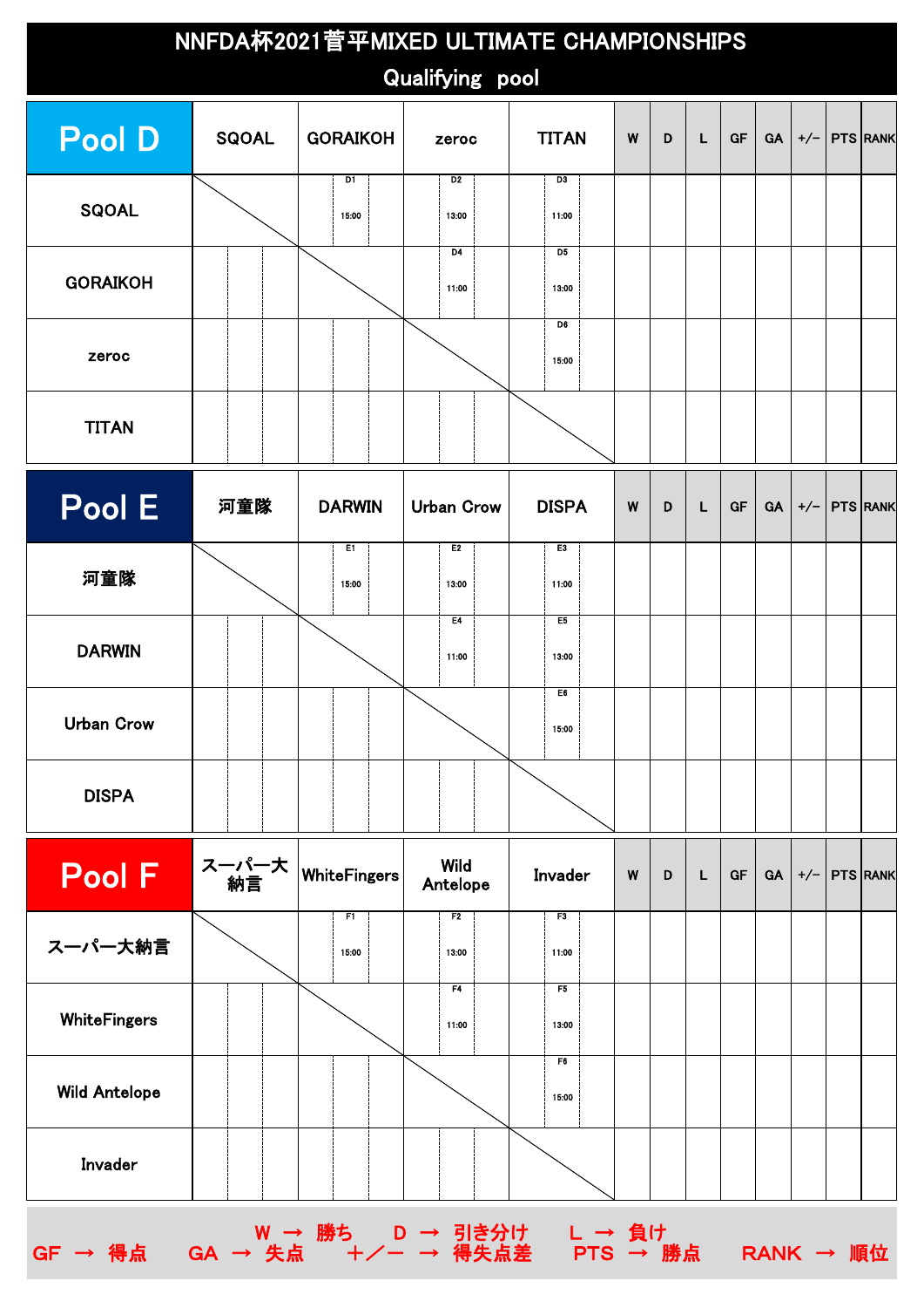# NNFDA杯2021菅平MIXED ULTIMATE CHAMPIONSHIPS

## Qualifying pool

| Pool D | SQOAL | GORAIKOH | zeroc | TITAN | W | D | L | GF | GA | +/− | PTS | RANK |
|---|---|---|---|---|---|---|---|---|---|---|---|---|
| SQOAL | | D1 15:00 | D2 13:00 | D3 11:00 | | | | | | | | |
| GORAIKOH | | | D4 11:00 | D5 13:00 | | | | | | | | |
| zeroc | | | | D6 15:00 | | | | | | | | |
| TITAN | | | | | | | | | | | | |

| Pool E | 河童隊 | DARWIN | Urban Crow | DISPA | W | D | L | GF | GA | +/− | PTS | RANK |
|---|---|---|---|---|---|---|---|---|---|---|---|---|
| 河童隊 | | E1 15:00 | E2 13:00 | E3 11:00 | | | | | | | | |
| DARWIN | | | E4 11:00 | E5 13:00 | | | | | | | | |
| Urban Crow | | | | E6 15:00 | | | | | | | | |
| DISPA | | | | | | | | | | | | |

| Pool F | スーパー大納言 | WhiteFingers | Wild Antelope | Invader | W | D | L | GF | GA | +/− | PTS | RANK |
|---|---|---|---|---|---|---|---|---|---|---|---|---|
| スーパー大納言 | | F1 15:00 | F2 13:00 | F3 11:00 | | | | | | | | |
| WhiteFingers | | | F4 11:00 | F5 13:00 | | | | | | | | |
| Wild Antelope | | | | F6 15:00 | | | | | | | | |
| Invader | | | | | | | | | | | | |

W → 勝ち　D → 引き分け　L → 負け
GF → 得点　GA → 失点　＋／ー → 得失点差　PTS → 勝点　RANK → 順位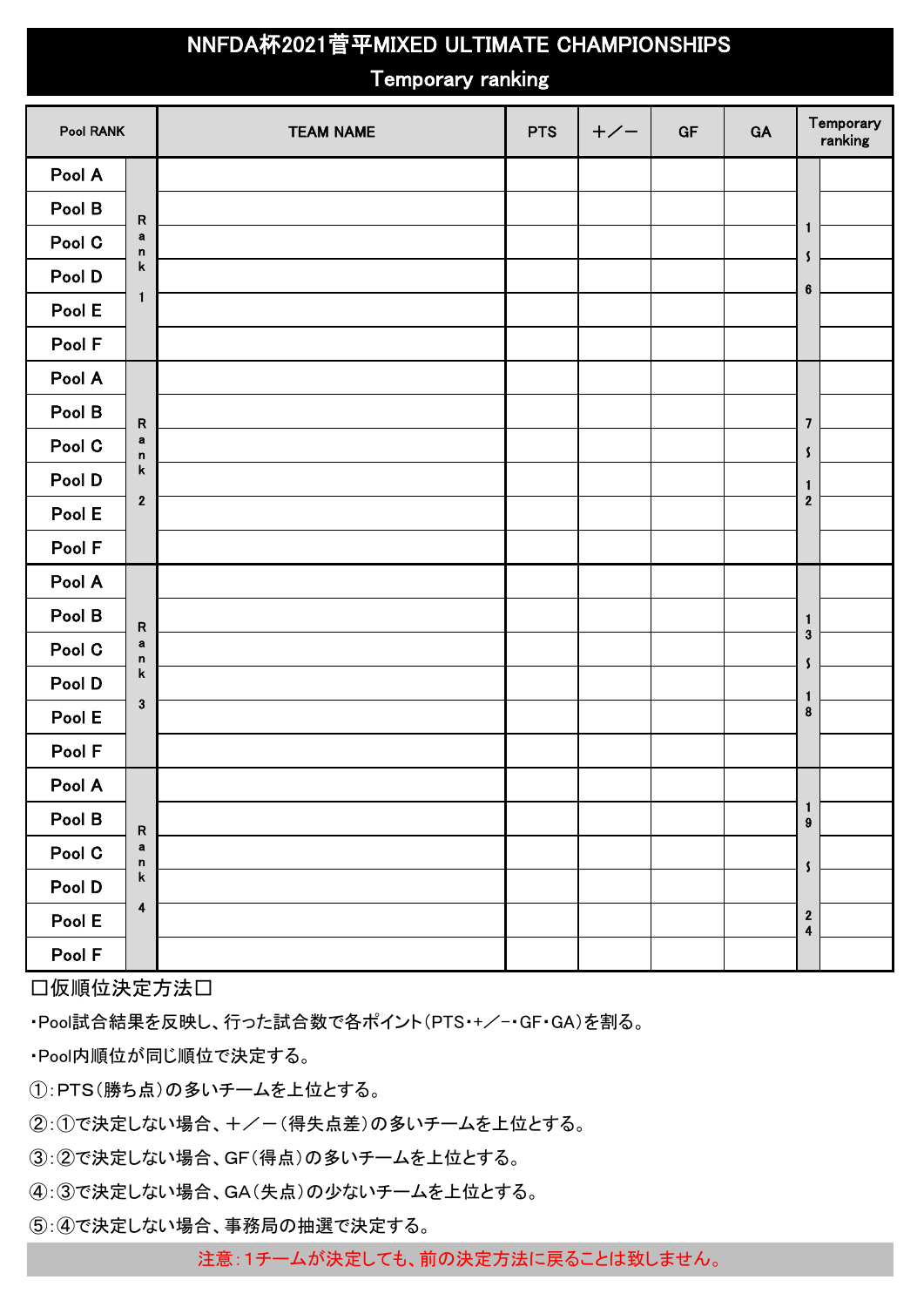# NNFDA杯2021菅平MIXED ULTIMATE CHAMPIONSHIPS

## Temporary ranking

| Pool RANK | | TEAM NAME | PTS | +／− | GF | GA | Temporary ranking | |
|---|---|---|---|---|---|---|---|---|
| Pool A | Rank 1 | | | | | | 1～6 | |
| Pool B | | | | | | | | |
| Pool C | | | | | | | | |
| Pool D | | | | | | | | |
| Pool E | | | | | | | | |
| Pool F | | | | | | | | |
| Pool A | Rank 2 | | | | | | 7～12 | |
| Pool B | | | | | | | | |
| Pool C | | | | | | | | |
| Pool D | | | | | | | | |
| Pool E | | | | | | | | |
| Pool F | | | | | | | | |
| Pool A | Rank 3 | | | | | | 13～18 | |
| Pool B | | | | | | | | |
| Pool C | | | | | | | | |
| Pool D | | | | | | | | |
| Pool E | | | | | | | | |
| Pool F | | | | | | | | |
| Pool A | Rank 4 | | | | | | 19～24 | |
| Pool B | | | | | | | | |
| Pool C | | | | | | | | |
| Pool D | | | | | | | | |
| Pool E | | | | | | | | |
| Pool F | | | | | | | | |

□仮順位決定方法□

・Pool試合結果を反映し、行った試合数で各ポイント（PTS・+／−・GF・GA）を割る。

・Pool内順位が同じ順位で決定する。

①：PTS（勝ち点）の多いチームを上位とする。

②：①で決定しない場合、＋／－（得失点差）の多いチームを上位とする。

③：②で決定しない場合、GF（得点）の多いチームを上位とする。

④：③で決定しない場合、GA（失点）の少ないチームを上位とする。

⑤：④で決定しない場合、事務局の抽選で決定する。

注意：1チームが決定しても、前の決定方法に戻ることは致しません。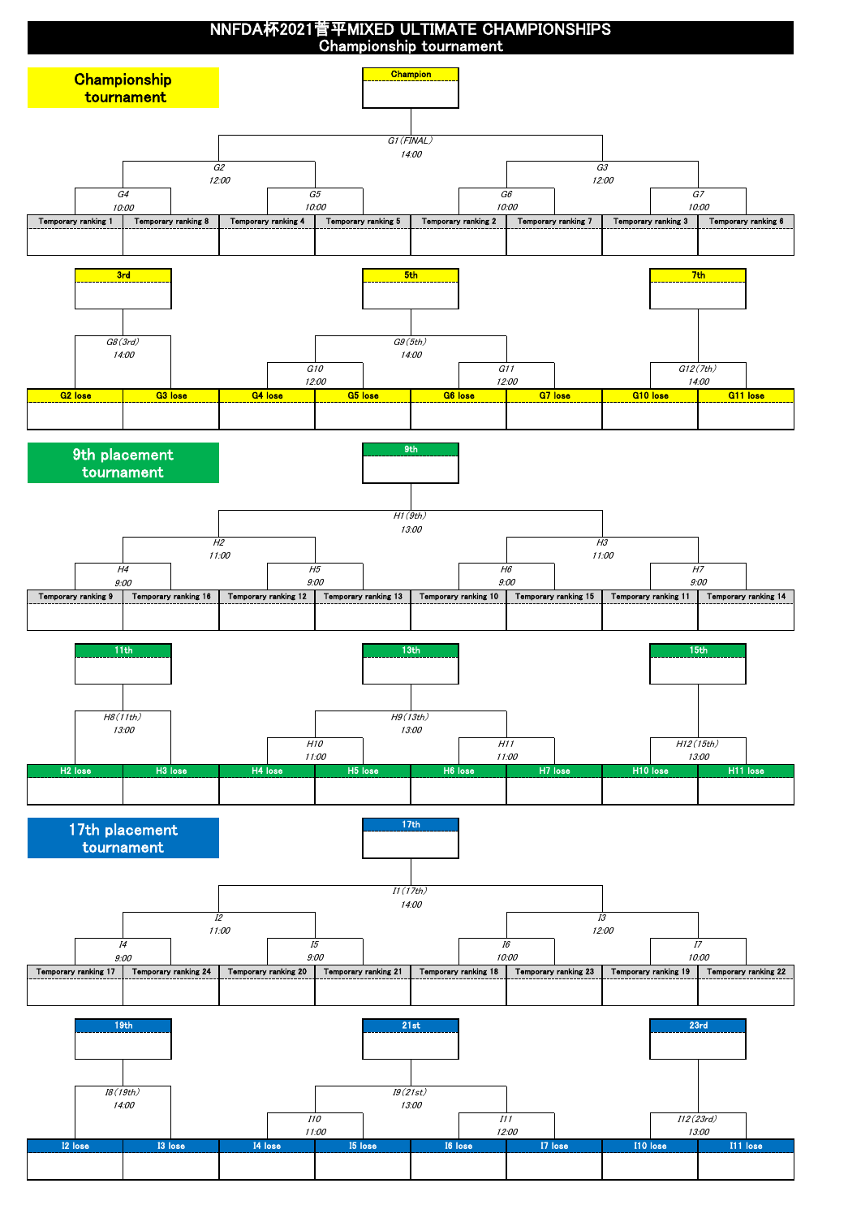# NNFDA杯2021菅平MIXED ULTIMATE CHAMPIONSHIPS
## Championship tournament

## Championship tournament

**Champion**

G1(FINAL) 14:00

G2 12:00 | G3 12:00

G4 10:00 | G5 10:00 | G6 10:00 | G7 10:00

| G4 | | G5 | | G6 | | G7 | |
|---|---|---|---|---|---|---|---|
| Temporary ranking 1 | Temporary ranking 8 | Temporary ranking 4 | Temporary ranking 5 | Temporary ranking 2 | Temporary ranking 7 | Temporary ranking 3 | Temporary ranking 6 |

**3rd** — G8(3rd) 14:00

**5th** — G9(5th) 14:00; G10 12:00; G11 12:00

**7th** — G12(7th) 14:00

| G8(3rd) | | G10 | | G11 | | G12(7th) | |
|---|---|---|---|---|---|---|---|
| G2 lose | G3 lose | G4 lose | G5 lose | G6 lose | G7 lose | G10 lose | G11 lose |

## 9th placement tournament

**9th**

H1(9th) 13:00

H2 11:00 | H3 11:00

H4 9:00 | H5 9:00 | H6 9:00 | H7 9:00

| H4 | | H5 | | H6 | | H7 | |
|---|---|---|---|---|---|---|---|
| Temporary ranking 9 | Temporary ranking 16 | Temporary ranking 12 | Temporary ranking 13 | Temporary ranking 10 | Temporary ranking 15 | Temporary ranking 11 | Temporary ranking 14 |

**11th** — H8(11th) 13:00

**13th** — H9(13th) 13:00; H10 11:00; H11 11:00

**15th** — H12(15th) 13:00

| H8(11th) | | H10 | | H11 | | H12(15th) | |
|---|---|---|---|---|---|---|---|
| H2 lose | H3 lose | H4 lose | H5 lose | H6 lose | H7 lose | H10 lose | H11 lose |

## 17th placement tournament

**17th**

I1(17th) 14:00

I2 11:00 | I3 12:00

I4 9:00 | I5 9:00 | I6 10:00 | I7 10:00

| I4 | | I5 | | I6 | | I7 | |
|---|---|---|---|---|---|---|---|
| Temporary ranking 17 | Temporary ranking 24 | Temporary ranking 20 | Temporary ranking 21 | Temporary ranking 18 | Temporary ranking 23 | Temporary ranking 19 | Temporary ranking 22 |

**19th** — I8(19th) 14:00

**21st** — I9(21st) 13:00; I10 11:00; I11 12:00

**23rd** — I12(23rd) 13:00

| I8(19th) | | I10 | | I11 | | I12(23rd) | |
|---|---|---|---|---|---|---|---|
| I2 lose | I3 lose | I4 lose | I5 lose | I6 lose | I7 lose | I10 lose | I11 lose |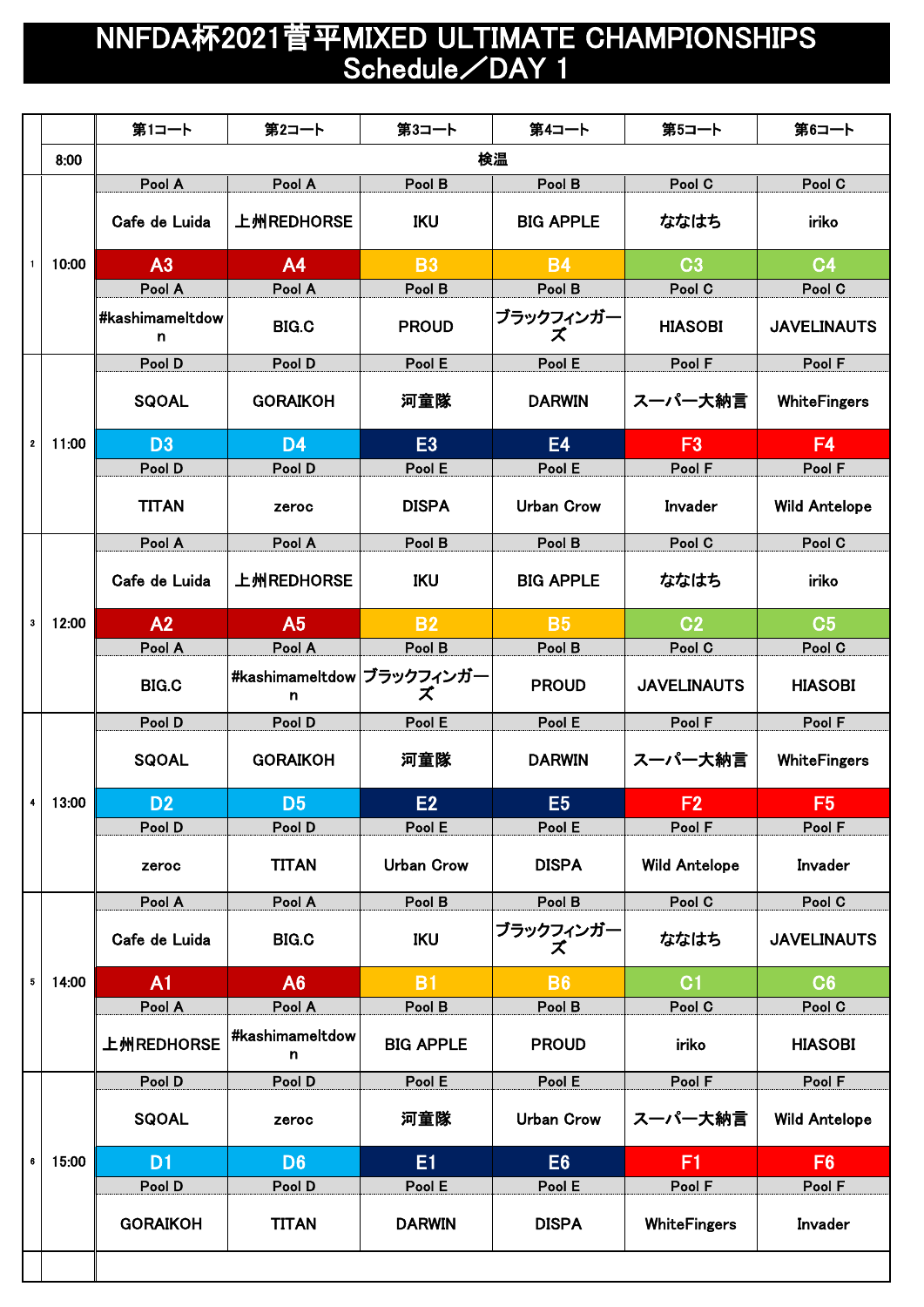# NNFDA杯2021菅平MIXED ULTIMATE CHAMPIONSHIPS
## Schedule／DAY 1

| | | 第1コート | 第2コート | 第3コート | 第4コート | 第5コート | 第6コート |
|---|---|---|---|---|---|---|---|
| | 8:00 | 検温 | | | | | |
| 1 | 10:00 | Pool A<br>Cafe de Luida<br>**A3**<br>Pool A<br>#kashimameltdown | Pool A<br>上州REDHORSE<br>**A4**<br>Pool A<br>BIG.C | Pool B<br>IKU<br>**B3**<br>Pool B<br>PROUD | Pool B<br>BIG APPLE<br>**B4**<br>Pool B<br>ブラックフィンガーズ | Pool C<br>ななはち<br>**C3**<br>Pool C<br>HIASOBI | Pool C<br>iriko<br>**C4**<br>Pool C<br>JAVELINAUTS |
| 2 | 11:00 | Pool D<br>SQOAL<br>**D3**<br>Pool D<br>TITAN | Pool D<br>GORAIKOH<br>**D4**<br>Pool D<br>zeroc | Pool E<br>河童隊<br>**E3**<br>Pool E<br>DISPA | Pool E<br>DARWIN<br>**E4**<br>Pool E<br>Urban Crow | Pool F<br>スーパー大納言<br>**F3**<br>Pool F<br>Invader | Pool F<br>WhiteFingers<br>**F4**<br>Pool F<br>Wild Antelope |
| 3 | 12:00 | Pool A<br>Cafe de Luida<br>**A2**<br>Pool A<br>BIG.C | Pool A<br>上州REDHORSE<br>**A5**<br>Pool A<br>#kashimameltdown | Pool B<br>IKU<br>**B2**<br>Pool B<br>ブラックフィンガーズ | Pool B<br>BIG APPLE<br>**B5**<br>Pool B<br>PROUD | Pool C<br>ななはち<br>**C2**<br>Pool C<br>JAVELINAUTS | Pool C<br>iriko<br>**C5**<br>Pool C<br>HIASOBI |
| 4 | 13:00 | Pool D<br>SQOAL<br>**D2**<br>Pool D<br>zeroc | Pool D<br>GORAIKOH<br>**D5**<br>Pool D<br>TITAN | Pool E<br>河童隊<br>**E2**<br>Pool E<br>Urban Crow | Pool E<br>DARWIN<br>**E5**<br>Pool E<br>DISPA | Pool F<br>スーパー大納言<br>**F2**<br>Pool F<br>Wild Antelope | Pool F<br>WhiteFingers<br>**F5**<br>Pool F<br>Invader |
| 5 | 14:00 | Pool A<br>Cafe de Luida<br>**A1**<br>Pool A<br>上州REDHORSE | Pool A<br>BIG.C<br>**A6**<br>Pool A<br>#kashimameltdown | Pool B<br>IKU<br>**B1**<br>Pool B<br>BIG APPLE | Pool B<br>ブラックフィンガーズ<br>**B6**<br>Pool B<br>PROUD | Pool C<br>ななはち<br>**C1**<br>Pool C<br>iriko | Pool C<br>JAVELINAUTS<br>**C6**<br>Pool C<br>HIASOBI |
| 6 | 15:00 | Pool D<br>SQOAL<br>**D1**<br>Pool D<br>GORAIKOH | Pool D<br>zeroc<br>**D6**<br>Pool D<br>TITAN | Pool E<br>河童隊<br>**E1**<br>Pool E<br>DARWIN | Pool E<br>Urban Crow<br>**E6**<br>Pool E<br>DISPA | Pool F<br>スーパー大納言<br>**F1**<br>Pool F<br>WhiteFingers | Pool F<br>Wild Antelope<br>**F6**<br>Pool F<br>Invader |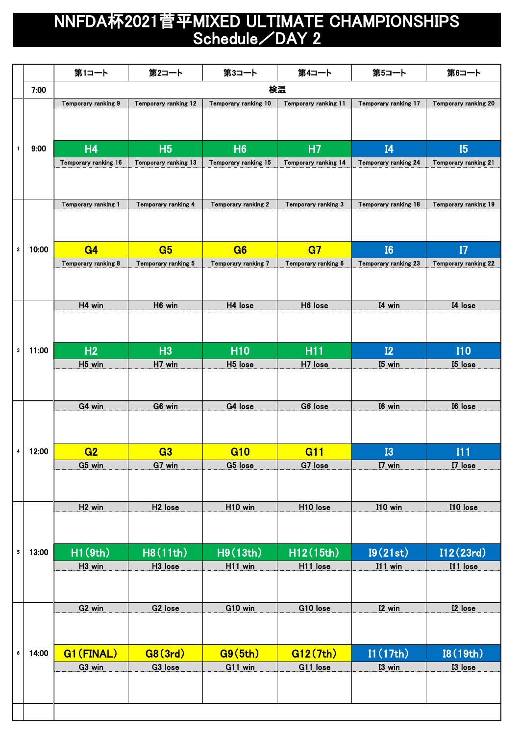# NNFDA杯2021菅平MIXED ULTIMATE CHAMPIONSHIPS
## Schedule／DAY 2

| | | 第1コート | 第2コート | 第3コート | 第4コート | 第5コート | 第6コート |
|---|---|---|---|---|---|---|---|
| | 7:00 | 検温 | | | | | |
| 1 | 9:00 | Temporary ranking 9<br>**H4**<br>Temporary ranking 16 | Temporary ranking 12<br>**H5**<br>Temporary ranking 13 | Temporary ranking 10<br>**H6**<br>Temporary ranking 15 | Temporary ranking 11<br>**H7**<br>Temporary ranking 14 | Temporary ranking 17<br>**I4**<br>Temporary ranking 24 | Temporary ranking 20<br>**I5**<br>Temporary ranking 21 |
| 2 | 10:00 | Temporary ranking 1<br>**G4**<br>Temporary ranking 8 | Temporary ranking 4<br>**G5**<br>Temporary ranking 5 | Temporary ranking 2<br>**G6**<br>Temporary ranking 7 | Temporary ranking 3<br>**G7**<br>Temporary ranking 6 | Temporary ranking 18<br>**I6**<br>Temporary ranking 23 | Temporary ranking 19<br>**I7**<br>Temporary ranking 22 |
| 3 | 11:00 | H4 win<br>**H2**<br>H5 win | H6 win<br>**H3**<br>H7 win | H4 lose<br>**H10**<br>H5 lose | H6 lose<br>**H11**<br>H7 lose | I4 win<br>**I2**<br>I5 win | I4 lose<br>**I10**<br>I5 lose |
| 4 | 12:00 | G4 win<br>**G2**<br>G5 win | G6 win<br>**G3**<br>G7 win | G4 lose<br>**G10**<br>G5 lose | G6 lose<br>**G11**<br>G7 lose | I6 win<br>**I3**<br>I7 win | I6 lose<br>**I11**<br>I7 lose |
| 5 | 13:00 | H2 win<br>**H1(9th)**<br>H3 win | H2 lose<br>**H8(11th)**<br>H3 lose | H10 win<br>**H9(13th)**<br>H11 win | H10 lose<br>**H12(15th)**<br>H11 lose | I10 win<br>**I9(21st)**<br>I11 win | I10 lose<br>**I12(23rd)**<br>I11 lose |
| 6 | 14:00 | G2 win<br>**G1(FINAL)**<br>G3 win | G2 lose<br>**G8(3rd)**<br>G3 lose | G10 win<br>**G9(5th)**<br>G11 win | G10 lose<br>**G12(7th)**<br>G11 lose | I2 win<br>**I1(17th)**<br>I3 win | I2 lose<br>**I8(19th)**<br>I3 lose |